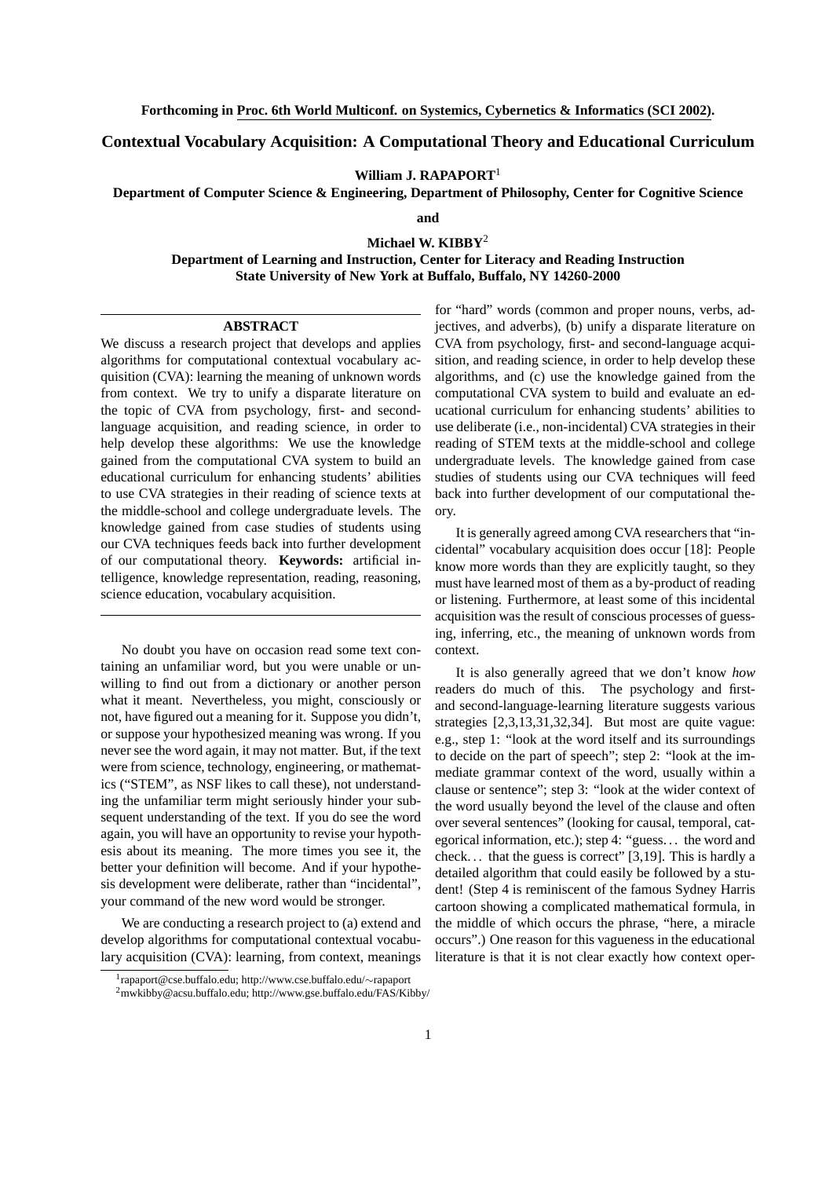Forthcoming in Proc. 6th World Multiconf. on Systemics, Cybernetics & Informatics (SCI 2002).

# Contextual Vocabulary Acquisition: A Computational Theory and Educational Curriculum

**William J. RAPAPORT**[1]

**Department of Computer Science & Engineering, Department of Philosophy, Center for Cognitive Science**

**and**

**Michael W. KIBBY**[2]

**Department of Learning and Instruction, Center for Literacy and Reading Instruction**
**State University of New York at Buffalo, Buffalo, NY 14260-2000**

## ABSTRACT

We discuss a research project that develops and applies algorithms for computational contextual vocabulary acquisition (CVA): learning the meaning of unknown words from context. We try to unify a disparate literature on the topic of CVA from psychology, first- and second-language acquisition, and reading science, in order to help develop these algorithms: We use the knowledge gained from the computational CVA system to build an educational curriculum for enhancing students' abilities to use CVA strategies in their reading of science texts at the middle-school and college undergraduate levels. The knowledge gained from case studies of students using our CVA techniques feeds back into further development of our computational theory. **Keywords:** artificial intelligence, knowledge representation, reading, reasoning, science education, vocabulary acquisition.

No doubt you have on occasion read some text containing an unfamiliar word, but you were unable or unwilling to find out from a dictionary or another person what it meant. Nevertheless, you might, consciously or not, have figured out a meaning for it. Suppose you didn't, or suppose your hypothesized meaning was wrong. If you never see the word again, it may not matter. But, if the text were from science, technology, engineering, or mathematics ("STEM", as NSF likes to call these), not understanding the unfamiliar term might seriously hinder your subsequent understanding of the text. If you do see the word again, you will have an opportunity to revise your hypothesis about its meaning. The more times you see it, the better your definition will become. And if your hypothesis development were deliberate, rather than "incidental", your command of the new word would be stronger.

We are conducting a research project to (a) extend and develop algorithms for computational contextual vocabulary acquisition (CVA): learning, from context, meanings for "hard" words (common and proper nouns, verbs, adjectives, and adverbs), (b) unify a disparate literature on CVA from psychology, first- and second-language acquisition, and reading science, in order to help develop these algorithms, and (c) use the knowledge gained from the computational CVA system to build and evaluate an educational curriculum for enhancing students' abilities to use deliberate (i.e., non-incidental) CVA strategies in their reading of STEM texts at the middle-school and college undergraduate levels. The knowledge gained from case studies of students using our CVA techniques will feed back into further development of our computational theory.

It is generally agreed among CVA researchers that "incidental" vocabulary acquisition does occur [18]: People know more words than they are explicitly taught, so they must have learned most of them as a by-product of reading or listening. Furthermore, at least some of this incidental acquisition was the result of conscious processes of guessing, inferring, etc., the meaning of unknown words from context.

It is also generally agreed that we don't know *how* readers do much of this. The psychology and first- and second-language-learning literature suggests various strategies [2,3,13,31,32,34]. But most are quite vague: e.g., step 1: "look at the word itself and its surroundings to decide on the part of speech"; step 2: "look at the immediate grammar context of the word, usually within a clause or sentence"; step 3: "look at the wider context of the word usually beyond the level of the clause and often over several sentences" (looking for causal, temporal, categorical information, etc.); step 4: "guess… the word and check… that the guess is correct" [3,19]. This is hardly a detailed algorithm that could easily be followed by a student! (Step 4 is reminiscent of the famous Sydney Harris cartoon showing a complicated mathematical formula, in the middle of which occurs the phrase, "here, a miracle occurs".) One reason for this vagueness in the educational literature is that it is not clear exactly how context oper-

[1] rapaport@cse.buffalo.edu; http://www.cse.buffalo.edu/~rapaport

[2] mwkibby@acsu.buffalo.edu; http://www.gse.buffalo.edu/FAS/Kibby/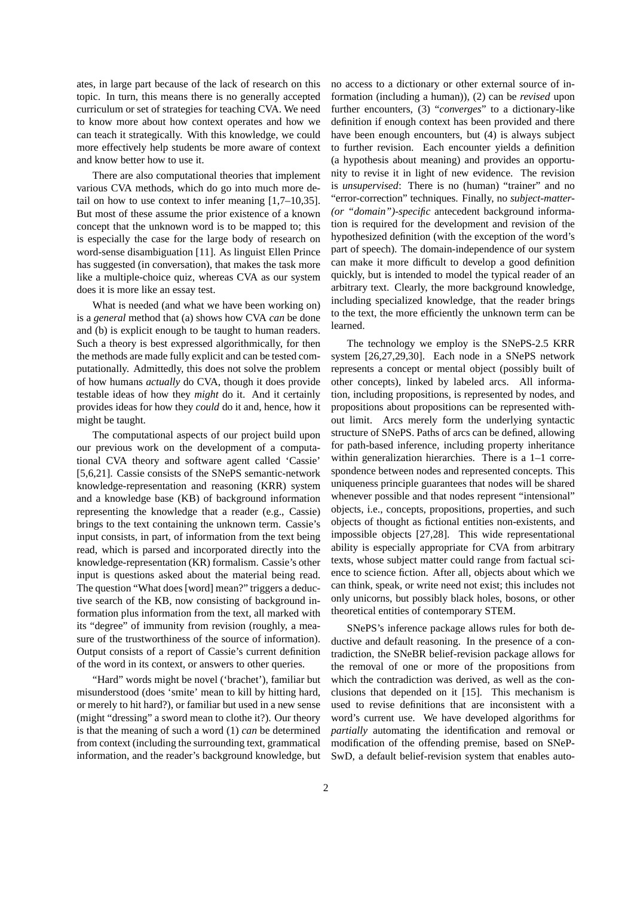ates, in large part because of the lack of research on this topic. In turn, this means there is no generally accepted curriculum or set of strategies for teaching CVA. We need to know more about how context operates and how we can teach it strategically. With this knowledge, we could more effectively help students be more aware of context and know better how to use it.

There are also computational theories that implement various CVA methods, which do go into much more detail on how to use context to infer meaning [1,7–10,35]. But most of these assume the prior existence of a known concept that the unknown word is to be mapped to; this is especially the case for the large body of research on word-sense disambiguation [11]. As linguist Ellen Prince has suggested (in conversation), that makes the task more like a multiple-choice quiz, whereas CVA as our system does it is more like an essay test.

What is needed (and what we have been working on) is a *general* method that (a) shows how CVA *can* be done and (b) is explicit enough to be taught to human readers. Such a theory is best expressed algorithmically, for then the methods are made fully explicit and can be tested computationally. Admittedly, this does not solve the problem of how humans *actually* do CVA, though it does provide testable ideas of how they *might* do it. And it certainly provides ideas for how they *could* do it and, hence, how it might be taught.

The computational aspects of our project build upon our previous work on the development of a computational CVA theory and software agent called 'Cassie' [5,6,21]. Cassie consists of the SNePS semantic-network knowledge-representation and reasoning (KRR) system and a knowledge base (KB) of background information representing the knowledge that a reader (e.g., Cassie) brings to the text containing the unknown term. Cassie's input consists, in part, of information from the text being read, which is parsed and incorporated directly into the knowledge-representation (KR) formalism. Cassie's other input is questions asked about the material being read. The question "What does [word] mean?" triggers a deductive search of the KB, now consisting of background information plus information from the text, all marked with its "degree" of immunity from revision (roughly, a measure of the trustworthiness of the source of information). Output consists of a report of Cassie's current definition of the word in its context, or answers to other queries.

"Hard" words might be novel ('brachet'), familiar but misunderstood (does 'smite' mean to kill by hitting hard, or merely to hit hard?), or familiar but used in a new sense (might "dressing" a sword mean to clothe it?). Our theory is that the meaning of such a word (1) *can* be determined from context (including the surrounding text, grammatical information, and the reader's background knowledge, but no access to a dictionary or other external source of information (including a human)), (2) can be *revised* upon further encounters, (3) "*converges*" to a dictionary-like definition if enough context has been provided and there have been enough encounters, but (4) is always subject to further revision. Each encounter yields a definition (a hypothesis about meaning) and provides an opportunity to revise it in light of new evidence. The revision is *unsupervised*: There is no (human) "trainer" and no "error-correction" techniques. Finally, no *subject-matter- (or "domain")-specific* antecedent background information is required for the development and revision of the hypothesized definition (with the exception of the word's part of speech). The domain-independence of our system can make it more difficult to develop a good definition quickly, but is intended to model the typical reader of an arbitrary text. Clearly, the more background knowledge, including specialized knowledge, that the reader brings to the text, the more efficiently the unknown term can be learned.

The technology we employ is the SNePS-2.5 KRR system [26,27,29,30]. Each node in a SNePS network represents a concept or mental object (possibly built of other concepts), linked by labeled arcs. All information, including propositions, is represented by nodes, and propositions about propositions can be represented without limit. Arcs merely form the underlying syntactic structure of SNePS. Paths of arcs can be defined, allowing for path-based inference, including property inheritance within generalization hierarchies. There is a 1–1 correspondence between nodes and represented concepts. This uniqueness principle guarantees that nodes will be shared whenever possible and that nodes represent "intensional" objects, i.e., concepts, propositions, properties, and such objects of thought as fictional entities non-existents, and impossible objects [27,28]. This wide representational ability is especially appropriate for CVA from arbitrary texts, whose subject matter could range from factual science to science fiction. After all, objects about which we can think, speak, or write need not exist; this includes not only unicorns, but possibly black holes, bosons, or other theoretical entities of contemporary STEM.

SNePS's inference package allows rules for both deductive and default reasoning. In the presence of a contradiction, the SNeBR belief-revision package allows for the removal of one or more of the propositions from which the contradiction was derived, as well as the conclusions that depended on it [15]. This mechanism is used to revise definitions that are inconsistent with a word's current use. We have developed algorithms for *partially* automating the identification and removal or modification of the offending premise, based on SNePSwD, a default belief-revision system that enables auto-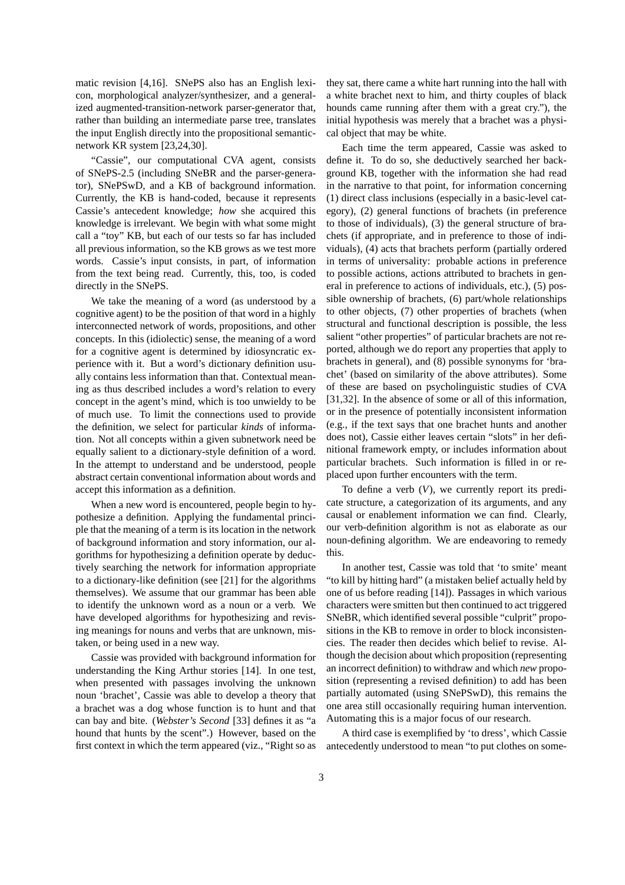matic revision [4,16]. SNePS also has an English lexicon, morphological analyzer/synthesizer, and a generalized augmented-transition-network parser-generator that, rather than building an intermediate parse tree, translates the input English directly into the propositional semantic-network KR system [23,24,30].

"Cassie", our computational CVA agent, consists of SNePS-2.5 (including SNeBR and the parser-generator), SNePSwD, and a KB of background information. Currently, the KB is hand-coded, because it represents Cassie's antecedent knowledge; *how* she acquired this knowledge is irrelevant. We begin with what some might call a "toy" KB, but each of our tests so far has included all previous information, so the KB grows as we test more words. Cassie's input consists, in part, of information from the text being read. Currently, this, too, is coded directly in the SNePS.

We take the meaning of a word (as understood by a cognitive agent) to be the position of that word in a highly interconnected network of words, propositions, and other concepts. In this (idiolectic) sense, the meaning of a word for a cognitive agent is determined by idiosyncratic experience with it. But a word's dictionary definition usually contains less information than that. Contextual meaning as thus described includes a word's relation to every concept in the agent's mind, which is too unwieldy to be of much use. To limit the connections used to provide the definition, we select for particular *kinds* of information. Not all concepts within a given subnetwork need be equally salient to a dictionary-style definition of a word. In the attempt to understand and be understood, people abstract certain conventional information about words and accept this information as a definition.

When a new word is encountered, people begin to hypothesize a definition. Applying the fundamental principle that the meaning of a term is its location in the network of background information and story information, our algorithms for hypothesizing a definition operate by deductively searching the network for information appropriate to a dictionary-like definition (see [21] for the algorithms themselves). We assume that our grammar has been able to identify the unknown word as a noun or a verb. We have developed algorithms for hypothesizing and revising meanings for nouns and verbs that are unknown, mistaken, or being used in a new way.

Cassie was provided with background information for understanding the King Arthur stories [14]. In one test, when presented with passages involving the unknown noun 'brachet', Cassie was able to develop a theory that a brachet was a dog whose function is to hunt and that can bay and bite. (*Webster's Second* [33] defines it as "a hound that hunts by the scent".) However, based on the first context in which the term appeared (viz., "Right so as they sat, there came a white hart running into the hall with a white brachet next to him, and thirty couples of black hounds came running after them with a great cry."), the initial hypothesis was merely that a brachet was a physical object that may be white.

Each time the term appeared, Cassie was asked to define it. To do so, she deductively searched her background KB, together with the information she had read in the narrative to that point, for information concerning (1) direct class inclusions (especially in a basic-level category), (2) general functions of brachets (in preference to those of individuals), (3) the general structure of brachets (if appropriate, and in preference to those of individuals), (4) acts that brachets perform (partially ordered in terms of universality: probable actions in preference to possible actions, actions attributed to brachets in general in preference to actions of individuals, etc.), (5) possible ownership of brachets, (6) part/whole relationships to other objects, (7) other properties of brachets (when structural and functional description is possible, the less salient "other properties" of particular brachets are not reported, although we do report any properties that apply to brachets in general), and (8) possible synonyms for 'brachet' (based on similarity of the above attributes). Some of these are based on psycholinguistic studies of CVA [31,32]. In the absence of some or all of this information, or in the presence of potentially inconsistent information (e.g., if the text says that one brachet hunts and another does not), Cassie either leaves certain "slots" in her definitional framework empty, or includes information about particular brachets. Such information is filled in or replaced upon further encounters with the term.

To define a verb (*V*), we currently report its predicate structure, a categorization of its arguments, and any causal or enablement information we can find. Clearly, our verb-definition algorithm is not as elaborate as our noun-defining algorithm. We are endeavoring to remedy this.

In another test, Cassie was told that 'to smite' meant "to kill by hitting hard" (a mistaken belief actually held by one of us before reading [14]). Passages in which various characters were smitten but then continued to act triggered SNeBR, which identified several possible "culprit" propositions in the KB to remove in order to block inconsistencies. The reader then decides which belief to revise. Although the decision about which proposition (representing an incorrect definition) to withdraw and which *new* proposition (representing a revised definition) to add has been partially automated (using SNePSwD), this remains the one area still occasionally requiring human intervention. Automating this is a major focus of our research.

A third case is exemplified by 'to dress', which Cassie antecedently understood to mean "to put clothes on some-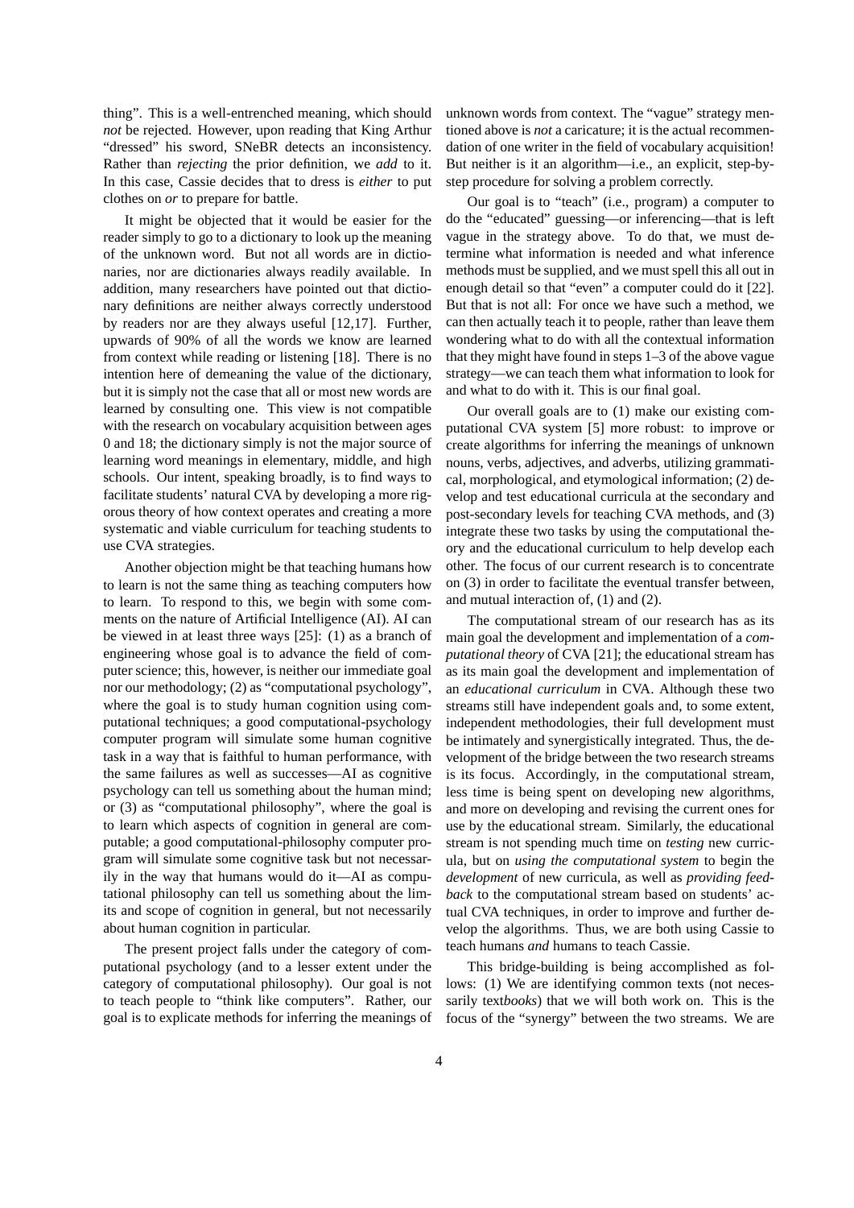thing". This is a well-entrenched meaning, which should *not* be rejected. However, upon reading that King Arthur "dressed" his sword, SNeBR detects an inconsistency. Rather than *rejecting* the prior definition, we *add* to it. In this case, Cassie decides that to dress is *either* to put clothes on *or* to prepare for battle.

It might be objected that it would be easier for the reader simply to go to a dictionary to look up the meaning of the unknown word. But not all words are in dictionaries, nor are dictionaries always readily available. In addition, many researchers have pointed out that dictionary definitions are neither always correctly understood by readers nor are they always useful [12,17]. Further, upwards of 90% of all the words we know are learned from context while reading or listening [18]. There is no intention here of demeaning the value of the dictionary, but it is simply not the case that all or most new words are learned by consulting one. This view is not compatible with the research on vocabulary acquisition between ages 0 and 18; the dictionary simply is not the major source of learning word meanings in elementary, middle, and high schools. Our intent, speaking broadly, is to find ways to facilitate students' natural CVA by developing a more rigorous theory of how context operates and creating a more systematic and viable curriculum for teaching students to use CVA strategies.

Another objection might be that teaching humans how to learn is not the same thing as teaching computers how to learn. To respond to this, we begin with some comments on the nature of Artificial Intelligence (AI). AI can be viewed in at least three ways [25]: (1) as a branch of engineering whose goal is to advance the field of computer science; this, however, is neither our immediate goal nor our methodology; (2) as "computational psychology", where the goal is to study human cognition using computational techniques; a good computational-psychology computer program will simulate some human cognitive task in a way that is faithful to human performance, with the same failures as well as successes—AI as cognitive psychology can tell us something about the human mind; or (3) as "computational philosophy", where the goal is to learn which aspects of cognition in general are computable; a good computational-philosophy computer program will simulate some cognitive task but not necessarily in the way that humans would do it—AI as computational philosophy can tell us something about the limits and scope of cognition in general, but not necessarily about human cognition in particular.

The present project falls under the category of computational psychology (and to a lesser extent under the category of computational philosophy). Our goal is not to teach people to "think like computers". Rather, our goal is to explicate methods for inferring the meanings of unknown words from context. The "vague" strategy mentioned above is *not* a caricature; it is the actual recommendation of one writer in the field of vocabulary acquisition! But neither is it an algorithm—i.e., an explicit, step-by-step procedure for solving a problem correctly.

Our goal is to "teach" (i.e., program) a computer to do the "educated" guessing—or inferencing—that is left vague in the strategy above. To do that, we must determine what information is needed and what inference methods must be supplied, and we must spell this all out in enough detail so that "even" a computer could do it [22]. But that is not all: For once we have such a method, we can then actually teach it to people, rather than leave them wondering what to do with all the contextual information that they might have found in steps 1–3 of the above vague strategy—we can teach them what information to look for and what to do with it. This is our final goal.

Our overall goals are to (1) make our existing computational CVA system [5] more robust: to improve or create algorithms for inferring the meanings of unknown nouns, verbs, adjectives, and adverbs, utilizing grammatical, morphological, and etymological information; (2) develop and test educational curricula at the secondary and post-secondary levels for teaching CVA methods, and (3) integrate these two tasks by using the computational theory and the educational curriculum to help develop each other. The focus of our current research is to concentrate on (3) in order to facilitate the eventual transfer between, and mutual interaction of, (1) and (2).

The computational stream of our research has as its main goal the development and implementation of a *computational theory* of CVA [21]; the educational stream has as its main goal the development and implementation of an *educational curriculum* in CVA. Although these two streams still have independent goals and, to some extent, independent methodologies, their full development must be intimately and synergistically integrated. Thus, the development of the bridge between the two research streams is its focus. Accordingly, in the computational stream, less time is being spent on developing new algorithms, and more on developing and revising the current ones for use by the educational stream. Similarly, the educational stream is not spending much time on *testing* new curricula, but on *using the computational system* to begin the *development* of new curricula, as well as *providing feedback* to the computational stream based on students' actual CVA techniques, in order to improve and further develop the algorithms. Thus, we are both using Cassie to teach humans *and* humans to teach Cassie.

This bridge-building is being accomplished as follows: (1) We are identifying common texts (not necessarily text*books*) that we will both work on. This is the focus of the "synergy" between the two streams. We are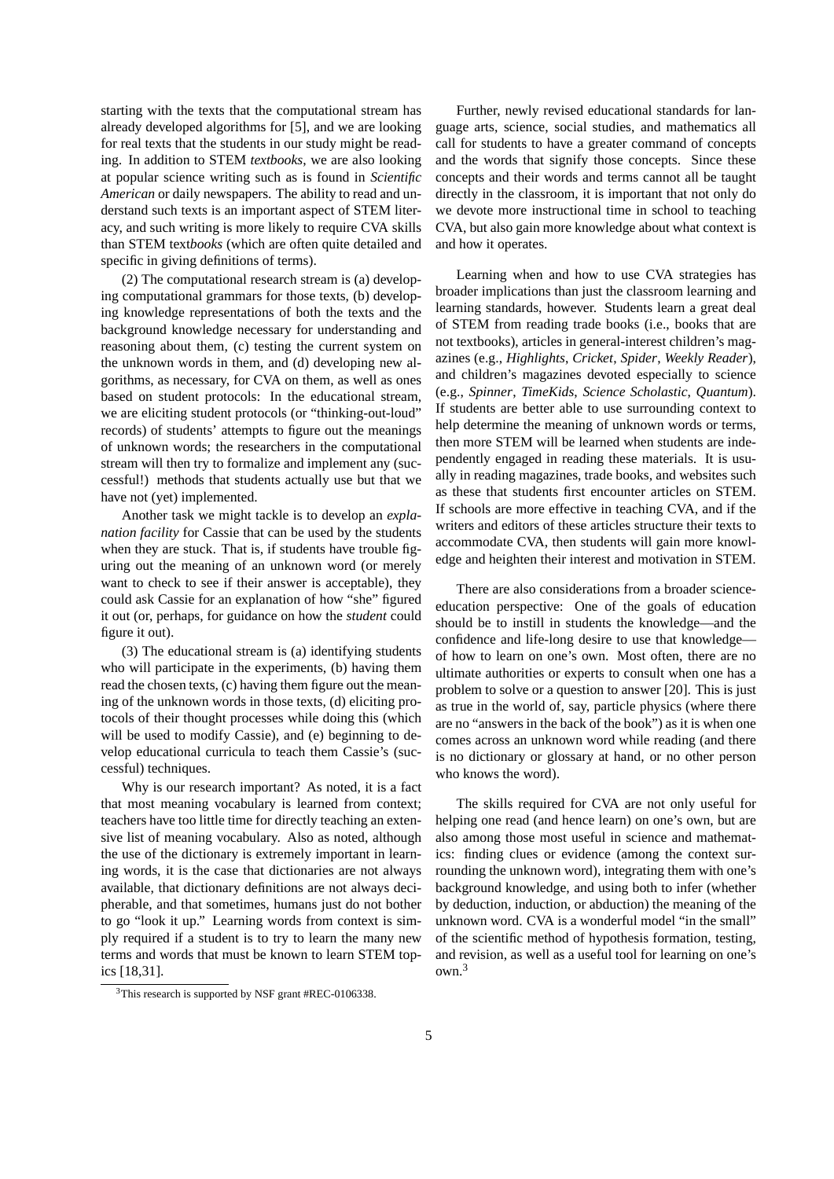starting with the texts that the computational stream has already developed algorithms for [5], and we are looking for real texts that the students in our study might be reading. In addition to STEM *textbooks*, we are also looking at popular science writing such as is found in *Scientific American* or daily newspapers. The ability to read and understand such texts is an important aspect of STEM literacy, and such writing is more likely to require CVA skills than STEM text*books* (which are often quite detailed and specific in giving definitions of terms).

(2) The computational research stream is (a) developing computational grammars for those texts, (b) developing knowledge representations of both the texts and the background knowledge necessary for understanding and reasoning about them, (c) testing the current system on the unknown words in them, and (d) developing new algorithms, as necessary, for CVA on them, as well as ones based on student protocols: In the educational stream, we are eliciting student protocols (or "thinking-out-loud" records) of students' attempts to figure out the meanings of unknown words; the researchers in the computational stream will then try to formalize and implement any (successful!) methods that students actually use but that we have not (yet) implemented.

Another task we might tackle is to develop an *explanation facility* for Cassie that can be used by the students when they are stuck. That is, if students have trouble figuring out the meaning of an unknown word (or merely want to check to see if their answer is acceptable), they could ask Cassie for an explanation of how "she" figured it out (or, perhaps, for guidance on how the *student* could figure it out).

(3) The educational stream is (a) identifying students who will participate in the experiments, (b) having them read the chosen texts, (c) having them figure out the meaning of the unknown words in those texts, (d) eliciting protocols of their thought processes while doing this (which will be used to modify Cassie), and (e) beginning to develop educational curricula to teach them Cassie's (successful) techniques.

Why is our research important? As noted, it is a fact that most meaning vocabulary is learned from context; teachers have too little time for directly teaching an extensive list of meaning vocabulary. Also as noted, although the use of the dictionary is extremely important in learning words, it is the case that dictionaries are not always available, that dictionary definitions are not always decipherable, and that sometimes, humans just do not bother to go "look it up." Learning words from context is simply required if a student is to try to learn the many new terms and words that must be known to learn STEM topics [18,31].

Further, newly revised educational standards for language arts, science, social studies, and mathematics all call for students to have a greater command of concepts and the words that signify those concepts. Since these concepts and their words and terms cannot all be taught directly in the classroom, it is important that not only do we devote more instructional time in school to teaching CVA, but also gain more knowledge about what context is and how it operates.

Learning when and how to use CVA strategies has broader implications than just the classroom learning and learning standards, however. Students learn a great deal of STEM from reading trade books (i.e., books that are not textbooks), articles in general-interest children's magazines (e.g., *Highlights*, *Cricket*, *Spider*, *Weekly Reader*), and children's magazines devoted especially to science (e.g., *Spinner*, *TimeKids*, *Science Scholastic*, *Quantum*). If students are better able to use surrounding context to help determine the meaning of unknown words or terms, then more STEM will be learned when students are independently engaged in reading these materials. It is usually in reading magazines, trade books, and websites such as these that students first encounter articles on STEM. If schools are more effective in teaching CVA, and if the writers and editors of these articles structure their texts to accommodate CVA, then students will gain more knowledge and heighten their interest and motivation in STEM.

There are also considerations from a broader science-education perspective: One of the goals of education should be to instill in students the knowledge—and the confidence and life-long desire to use that knowledge—of how to learn on one's own. Most often, there are no ultimate authorities or experts to consult when one has a problem to solve or a question to answer [20]. This is just as true in the world of, say, particle physics (where there are no "answers in the back of the book") as it is when one comes across an unknown word while reading (and there is no dictionary or glossary at hand, or no other person who knows the word).

The skills required for CVA are not only useful for helping one read (and hence learn) on one's own, but are also among those most useful in science and mathematics: finding clues or evidence (among the context surrounding the unknown word), integrating them with one's background knowledge, and using both to infer (whether by deduction, induction, or abduction) the meaning of the unknown word. CVA is a wonderful model "in the small" of the scientific method of hypothesis formation, testing, and revision, as well as a useful tool for learning on one's own.[3]

[3] This research is supported by NSF grant #REC-0106338.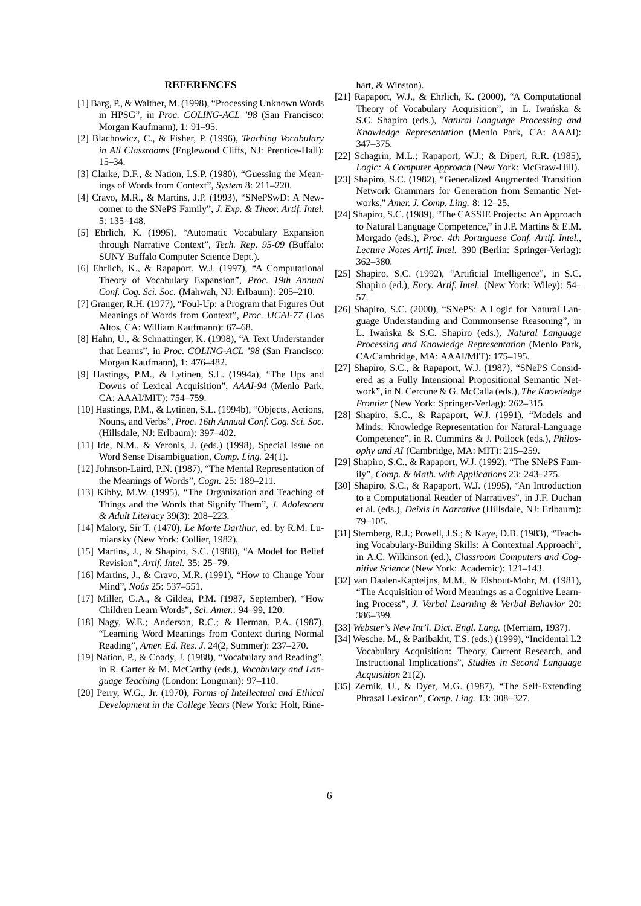## REFERENCES

[1] Barg, P., & Walther, M. (1998), "Processing Unknown Words in HPSG", in *Proc. COLING-ACL '98* (San Francisco: Morgan Kaufmann), 1: 91–95.

[2] Blachowicz, C., & Fisher, P. (1996), *Teaching Vocabulary in All Classrooms* (Englewood Cliffs, NJ: Prentice-Hall): 15–34.

[3] Clarke, D.F., & Nation, I.S.P. (1980), "Guessing the Meanings of Words from Context", *System* 8: 211–220.

[4] Cravo, M.R., & Martins, J.P. (1993), "SNePSwD: A Newcomer to the SNePS Family", *J. Exp. & Theor. Artif. Intel.* 5: 135–148.

[5] Ehrlich, K. (1995), "Automatic Vocabulary Expansion through Narrative Context", *Tech. Rep. 95-09* (Buffalo: SUNY Buffalo Computer Science Dept.).

[6] Ehrlich, K., & Rapaport, W.J. (1997), "A Computational Theory of Vocabulary Expansion", *Proc. 19th Annual Conf. Cog. Sci. Soc.* (Mahwah, NJ: Erlbaum): 205–210.

[7] Granger, R.H. (1977), "Foul-Up: a Program that Figures Out Meanings of Words from Context", *Proc. IJCAI-77* (Los Altos, CA: William Kaufmann): 67–68.

[8] Hahn, U., & Schnattinger, K. (1998), "A Text Understander that Learns", in *Proc. COLING-ACL '98* (San Francisco: Morgan Kaufmann), 1: 476–482.

[9] Hastings, P.M., & Lytinen, S.L. (1994a), "The Ups and Downs of Lexical Acquisition", *AAAI-94* (Menlo Park, CA: AAAI/MIT): 754–759.

[10] Hastings, P.M., & Lytinen, S.L. (1994b), "Objects, Actions, Nouns, and Verbs", *Proc. 16th Annual Conf. Cog. Sci. Soc.* (Hillsdale, NJ: Erlbaum): 397–402.

[11] Ide, N.M., & Veronis, J. (eds.) (1998), Special Issue on Word Sense Disambiguation, *Comp. Ling.* 24(1).

[12] Johnson-Laird, P.N. (1987), "The Mental Representation of the Meanings of Words", *Cogn.* 25: 189–211.

[13] Kibby, M.W. (1995), "The Organization and Teaching of Things and the Words that Signify Them", *J. Adolescent & Adult Literacy* 39(3): 208–223.

[14] Malory, Sir T. (1470), *Le Morte Darthur*, ed. by R.M. Lumiansky (New York: Collier, 1982).

[15] Martins, J., & Shapiro, S.C. (1988), "A Model for Belief Revision", *Artif. Intel.* 35: 25–79.

[16] Martins, J., & Cravo, M.R. (1991), "How to Change Your Mind", *Noûs* 25: 537–551.

[17] Miller, G.A., & Gildea, P.M. (1987, September), "How Children Learn Words", *Sci. Amer.*: 94–99, 120.

[18] Nagy, W.E.; Anderson, R.C.; & Herman, P.A. (1987), "Learning Word Meanings from Context during Normal Reading", *Amer. Ed. Res. J.* 24(2, Summer): 237–270.

[19] Nation, P., & Coady, J. (1988), "Vocabulary and Reading", in R. Carter & M. McCarthy (eds.), *Vocabulary and Language Teaching* (London: Longman): 97–110.

[20] Perry, W.G., Jr. (1970), *Forms of Intellectual and Ethical Development in the College Years* (New York: Holt, Rinehart, & Winston).

[21] Rapaport, W.J., & Ehrlich, K. (2000), "A Computational Theory of Vocabulary Acquisition", in L. Iwańska & S.C. Shapiro (eds.), *Natural Language Processing and Knowledge Representation* (Menlo Park, CA: AAAI): 347–375.

[22] Schagrin, M.L.; Rapaport, W.J.; & Dipert, R.R. (1985), *Logic: A Computer Approach* (New York: McGraw-Hill).

[23] Shapiro, S.C. (1982), "Generalized Augmented Transition Network Grammars for Generation from Semantic Networks," *Amer. J. Comp. Ling.* 8: 12–25.

[24] Shapiro, S.C. (1989), "The CASSIE Projects: An Approach to Natural Language Competence," in J.P. Martins & E.M. Morgado (eds.), *Proc. 4th Portuguese Conf. Artif. Intel.*, *Lecture Notes Artif. Intel.* 390 (Berlin: Springer-Verlag): 362–380.

[25] Shapiro, S.C. (1992), "Artificial Intelligence", in S.C. Shapiro (ed.), *Ency. Artif. Intel.* (New York: Wiley): 54–57.

[26] Shapiro, S.C. (2000), "SNePS: A Logic for Natural Language Understanding and Commonsense Reasoning", in L. Iwańska & S.C. Shapiro (eds.), *Natural Language Processing and Knowledge Representation* (Menlo Park, CA/Cambridge, MA: AAAI/MIT): 175–195.

[27] Shapiro, S.C., & Rapaport, W.J. (1987), "SNePS Considered as a Fully Intensional Propositional Semantic Network", in N. Cercone & G. McCalla (eds.), *The Knowledge Frontier* (New York: Springer-Verlag): 262–315.

[28] Shapiro, S.C., & Rapaport, W.J. (1991), "Models and Minds: Knowledge Representation for Natural-Language Competence", in R. Cummins & J. Pollock (eds.), *Philosophy and AI* (Cambridge, MA: MIT): 215–259.

[29] Shapiro, S.C., & Rapaport, W.J. (1992), "The SNePS Family", *Comp. & Math. with Applications* 23: 243–275.

[30] Shapiro, S.C., & Rapaport, W.J. (1995), "An Introduction to a Computational Reader of Narratives", in J.F. Duchan et al. (eds.), *Deixis in Narrative* (Hillsdale, NJ: Erlbaum): 79–105.

[31] Sternberg, R.J.; Powell, J.S.; & Kaye, D.B. (1983), "Teaching Vocabulary-Building Skills: A Contextual Approach", in A.C. Wilkinson (ed.), *Classroom Computers and Cognitive Science* (New York: Academic): 121–143.

[32] van Daalen-Kapteijns, M.M., & Elshout-Mohr, M. (1981), "The Acquisition of Word Meanings as a Cognitive Learning Process", *J. Verbal Learning & Verbal Behavior* 20: 386–399.

[33] *Webster's New Int'l. Dict. Engl. Lang.* (Merriam, 1937).

[34] Wesche, M., & Paribakht, T.S. (eds.) (1999), "Incidental L2 Vocabulary Acquisition: Theory, Current Research, and Instructional Implications", *Studies in Second Language Acquisition* 21(2).

[35] Zernik, U., & Dyer, M.G. (1987), "The Self-Extending Phrasal Lexicon", *Comp. Ling.* 13: 308–327.